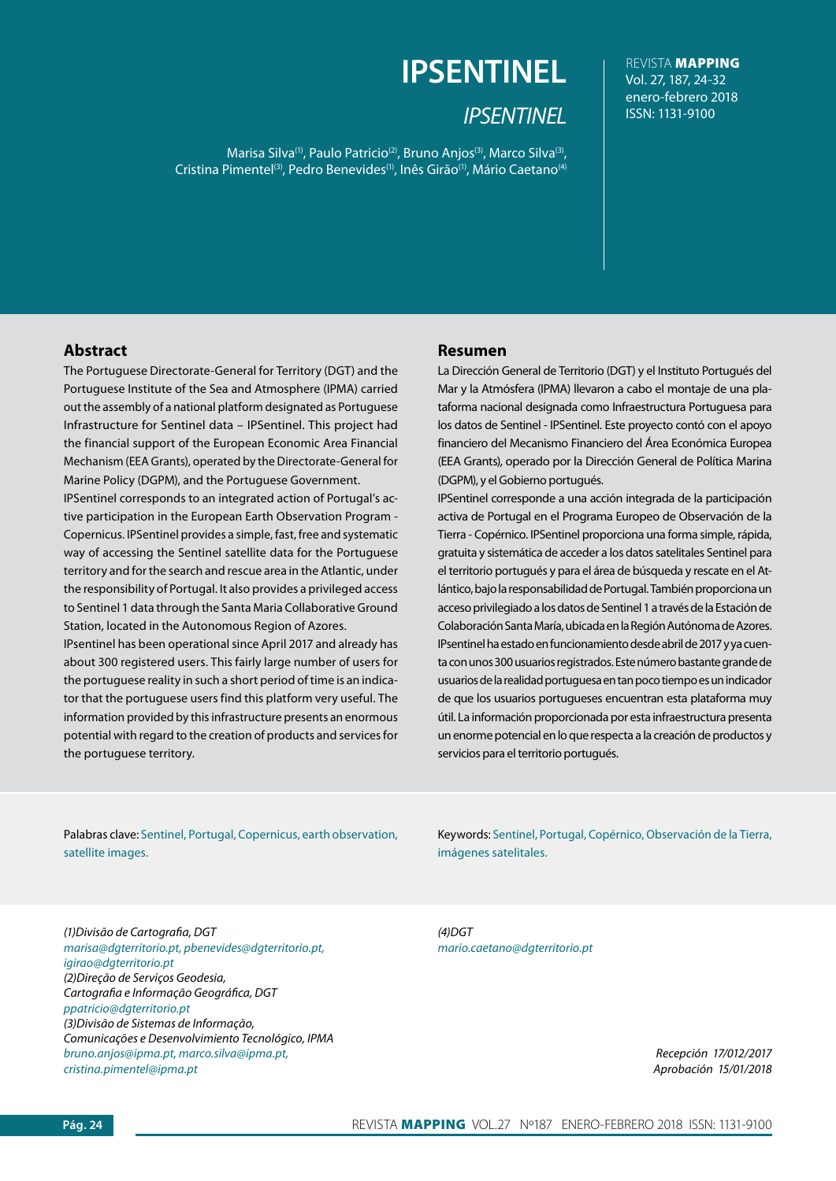# IPSENTINEL

## *IPSENTINEL*

Marisa Silva[1], Paulo Patricio[2], Bruno Anjos[3], Marco Silva[3], Cristina Pimentel[3], Pedro Benevides[1], Inês Girão[1], Mário Caetano[4]

REVISTA **MAPPING**
Vol. 27, 187, 24-32
enero-febrero 2018
ISSN: 1131-9100

## Abstract

The Portuguese Directorate-General for Territory (DGT) and the Portuguese Institute of the Sea and Atmosphere (IPMA) carried out the assembly of a national platform designated as Portuguese Infrastructure for Sentinel data – IPSentinel. This project had the financial support of the European Economic Area Financial Mechanism (EEA Grants), operated by the Directorate-General for Marine Policy (DGPM), and the Portuguese Government.

IPSentinel corresponds to an integrated action of Portugal's active participation in the European Earth Observation Program - Copernicus. IPSentinel provides a simple, fast, free and systematic way of accessing the Sentinel satellite data for the Portuguese territory and for the search and rescue area in the Atlantic, under the responsibility of Portugal. It also provides a privileged access to Sentinel 1 data through the Santa Maria Collaborative Ground Station, located in the Autonomous Region of Azores.

IPSentinel has been operational since April 2017 and already has about 300 registered users. This fairly large number of users for the portuguese reality in such a short period of time is an indicator that the portuguese users find this platform very useful. The information provided by this infrastructure presents an enormous potential with regard to the creation of products and services for the portuguese territory.

## Resumen

La Dirección General de Territorio (DGT) y el Instituto Portugués del Mar y la Atmósfera (IPMA) llevaron a cabo el montaje de una plataforma nacional designada como Infraestructura Portuguesa para los datos de Sentinel - IPSentinel. Este proyecto contó con el apoyo financiero del Mecanismo Financiero del Área Económica Europea (EEA Grants), operado por la Dirección General de Política Marina (DGPM), y el Gobierno portugués.

IPSentinel corresponde a una acción integrada de la participación activa de Portugal en el Programa Europeo de Observación de la Tierra - Copérnico. IPSentinel proporciona una forma simple, rápida, gratuita y sistemática de acceder a los datos satelitales Sentinel para el territorio portugués y para el área de búsqueda y rescate en el Atlántico, bajo la responsabilidad de Portugal. También proporciona un acceso privilegiado a los datos de Sentinel 1 a través de la Estación de Colaboración Santa María, ubicada en la Región Autónoma de Azores.

IPsentinel ha estado en funcionamiento desde abril de 2017 y ya cuenta con unos 300 usuarios registrados. Este número bastante grande de usuarios de la realidad portuguesa en tan poco tiempo es un indicador de que los usuarios portugueses encuentran esta plataforma muy útil. La información proporcionada por esta infraestructura presenta un enorme potencial en lo que respecta a la creación de productos y servicios para el territorio portugués.

Palabras clave: Sentinel, Portugal, Copernicus, earth observation, satellite images.

Keywords: Sentinel, Portugal, Copérnico, Observación de la Tierra, imágenes satelitales.

*(1)Divisão de Cartografia, DGT*
*marisa@dgterritorio.pt, pbenevides@dgterritorio.pt, igirao@dgterritorio.pt*
*(2)Direção de Serviços Geodesia, Cartografia e Informação Geográfica, DGT*
*ppatricio@dgterritorio.pt*
*(3)Divisão de Sistemas de Informação, Comunicações e Desenvolvimiento Tecnológico, IPMA*
*bruno.anjos@ipma.pt, marco.silva@ipma.pt, cristina.pimentel@ipma.pt*
*(4)DGT*
*mario.caetano@dgterritorio.pt*

*Recepción 17/012/2017*
*Aprobación 15/01/2018*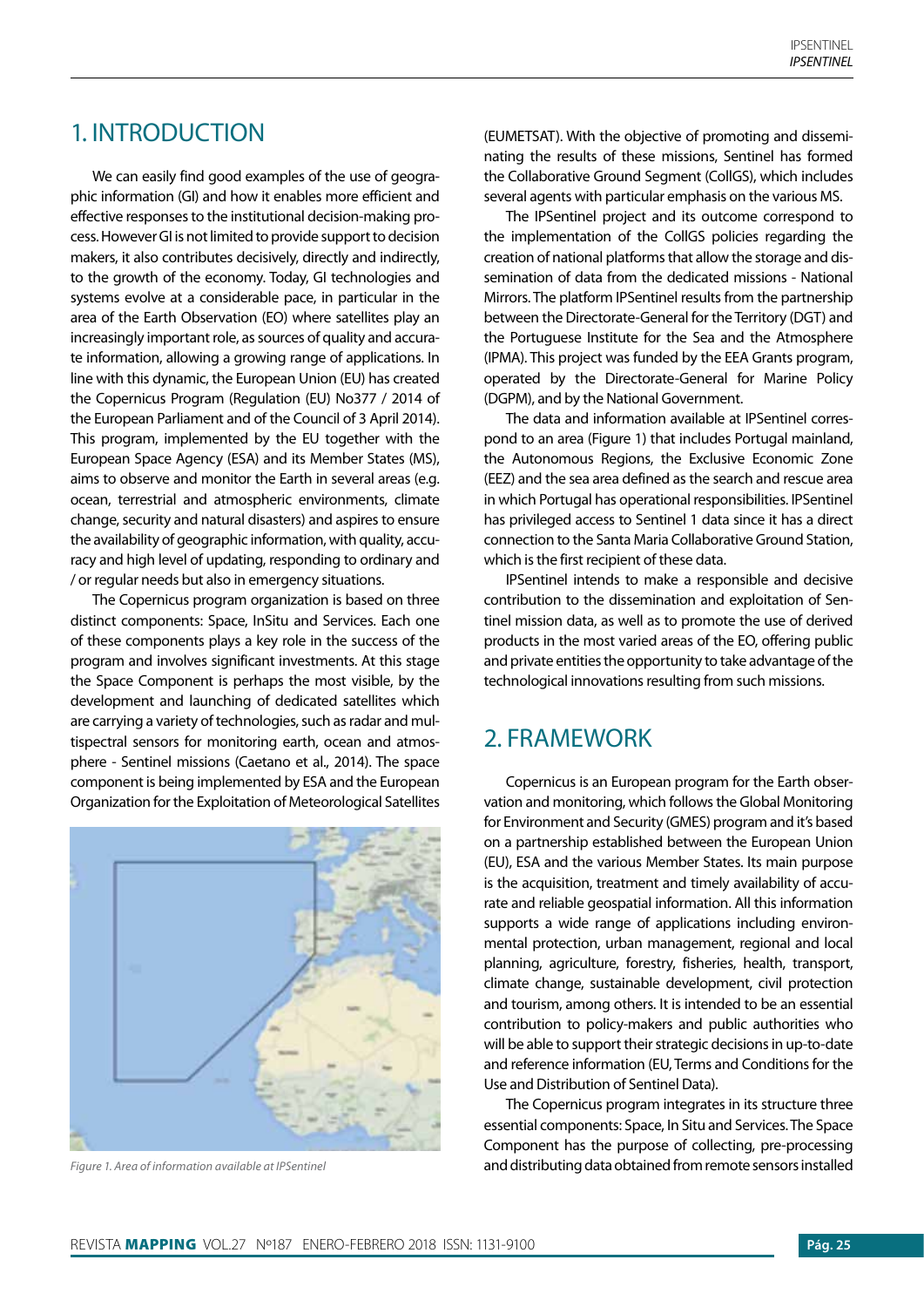## 1. INTRODUCTION

We can easily find good examples of the use of geographic information (GI) and how it enables more efficient and effective responses to the institutional decision-making process. However GI is not limited to provide support to decision makers, it also contributes decisively, directly and indirectly, to the growth of the economy. Today, GI technologies and systems evolve at a considerable pace, in particular in the area of the Earth Observation (EO) where satellites play an increasingly important role, as sources of quality and accurate information, allowing a growing range of applications. In line with this dynamic, the European Union (EU) has created the Copernicus Program (Regulation (EU) No377 / 2014 of the European Parliament and of the Council of 3 April 2014). This program, implemented by the EU together with the European Space Agency (ESA) and its Member States (MS), aims to observe and monitor the Earth in several areas (e.g. ocean, terrestrial and atmospheric environments, climate change, security and natural disasters) and aspires to ensure the availability of geographic information, with quality, accuracy and high level of updating, responding to ordinary and / or regular needs but also in emergency situations.

The Copernicus program organization is based on three distinct components: Space, InSitu and Services. Each one of these components plays a key role in the success of the program and involves significant investments. At this stage the Space Component is perhaps the most visible, by the development and launching of dedicated satellites which are carrying a variety of technologies, such as radar and multispectral sensors for monitoring earth, ocean and atmosphere - Sentinel missions (Caetano et al., 2014). The space component is being implemented by ESA and the European Organization for the Exploitation of Meteorological Satellites (EUMETSAT). With the objective of promoting and disseminating the results of these missions, Sentinel has formed the Collaborative Ground Segment (CollGS), which includes several agents with particular emphasis on the various MS.

*Figure 1. Area of information available at IPSentinel*

The IPSentinel project and its outcome correspond to the implementation of the CollGS policies regarding the creation of national platforms that allow the storage and dissemination of data from the dedicated missions - National Mirrors. The platform IPSentinel results from the partnership between the Directorate-General for the Territory (DGT) and the Portuguese Institute for the Sea and the Atmosphere (IPMA). This project was funded by the EEA Grants program, operated by the Directorate-General for Marine Policy (DGPM), and by the National Government.

The data and information available at IPSentinel correspond to an area (Figure 1) that includes Portugal mainland, the Autonomous Regions, the Exclusive Economic Zone (EEZ) and the sea area defined as the search and rescue area in which Portugal has operational responsibilities. IPSentinel has privileged access to Sentinel 1 data since it has a direct connection to the Santa Maria Collaborative Ground Station, which is the first recipient of these data.

IPSentinel intends to make a responsible and decisive contribution to the dissemination and exploitation of Sentinel mission data, as well as to promote the use of derived products in the most varied areas of the EO, offering public and private entities the opportunity to take advantage of the technological innovations resulting from such missions.

## 2. FRAMEWORK

Copernicus is an European program for the Earth observation and monitoring, which follows the Global Monitoring for Environment and Security (GMES) program and it's based on a partnership established between the European Union (EU), ESA and the various Member States. Its main purpose is the acquisition, treatment and timely availability of accurate and reliable geospatial information. All this information supports a wide range of applications including environmental protection, urban management, regional and local planning, agriculture, forestry, fisheries, health, transport, climate change, sustainable development, civil protection and tourism, among others. It is intended to be an essential contribution to policy-makers and public authorities who will be able to support their strategic decisions in up-to-date and reference information (EU, Terms and Conditions for the Use and Distribution of Sentinel Data).

The Copernicus program integrates in its structure three essential components: Space, In Situ and Services. The Space Component has the purpose of collecting, pre-processing and distributing data obtained from remote sensors installed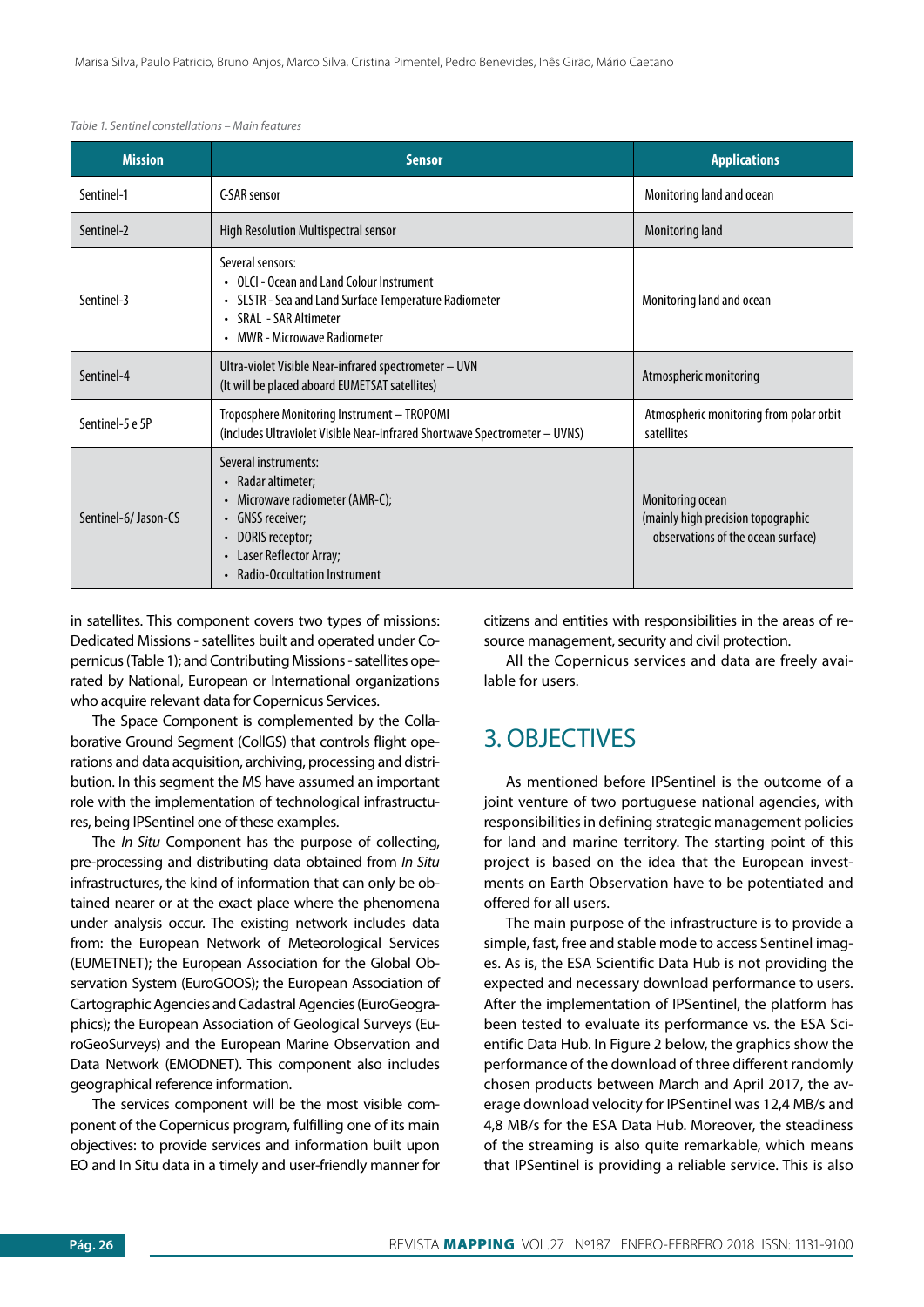*Table 1. Sentinel constellations – Main features*

| Mission | Sensor | Applications |
|---|---|---|
| Sentinel-1 | C-SAR sensor | Monitoring land and ocean |
| Sentinel-2 | High Resolution Multispectral sensor | Monitoring land |
| Sentinel-3 | Several sensors:<br>• OLCI - Ocean and Land Colour Instrument<br>• SLSTR - Sea and Land Surface Temperature Radiometer<br>• SRAL - SAR Altimeter<br>• MWR - Microwave Radiometer | Monitoring land and ocean |
| Sentinel-4 | Ultra-violet Visible Near-infrared spectrometer – UVN<br>(It will be placed aboard EUMETSAT satellites) | Atmospheric monitoring |
| Sentinel-5 e 5P | Troposphere Monitoring Instrument – TROPOMI<br>(includes Ultraviolet Visible Near-infrared Shortwave Spectrometer – UVNS) | Atmospheric monitoring from polar orbit satellites |
| Sentinel-6/ Jason-CS | Several instruments:<br>• Radar altimeter;<br>• Microwave radiometer (AMR-C);<br>• GNSS receiver;<br>• DORIS receptor;<br>• Laser Reflector Array;<br>• Radio-Occultation Instrument | Monitoring ocean<br>(mainly high precision topographic observations of the ocean surface) |

in satellites. This component covers two types of missions: Dedicated Missions - satellites built and operated under Copernicus (Table 1); and Contributing Missions - satellites operated by National, European or International organizations who acquire relevant data for Copernicus Services.

The Space Component is complemented by the Collaborative Ground Segment (CollGS) that controls flight operations and data acquisition, archiving, processing and distribution. In this segment the MS have assumed an important role with the implementation of technological infrastructures, being IPSentinel one of these examples.

The *In Situ* Component has the purpose of collecting, pre-processing and distributing data obtained from *In Situ* infrastructures, the kind of information that can only be obtained nearer or at the exact place where the phenomena under analysis occur. The existing network includes data from: the European Network of Meteorological Services (EUMETNET); the European Association for the Global Observation System (EuroGOOS); the European Association of Cartographic Agencies and Cadastral Agencies (EuroGeographics); the European Association of Geological Surveys (EuroGeoSurveys) and the European Marine Observation and Data Network (EMODNET). This component also includes geographical reference information.

The services component will be the most visible component of the Copernicus program, fulfilling one of its main objectives: to provide services and information built upon EO and In Situ data in a timely and user-friendly manner for citizens and entities with responsibilities in the areas of resource management, security and civil protection.

All the Copernicus services and data are freely available for users.

# 3. OBJECTIVES

As mentioned before IPSentinel is the outcome of a joint venture of two portuguese national agencies, with responsibilities in defining strategic management policies for land and marine territory. The starting point of this project is based on the idea that the European investments on Earth Observation have to be potentiated and offered for all users.

The main purpose of the infrastructure is to provide a simple, fast, free and stable mode to access Sentinel images. As is, the ESA Scientific Data Hub is not providing the expected and necessary download performance to users. After the implementation of IPSentinel, the platform has been tested to evaluate its performance vs. the ESA Scientific Data Hub. In Figure 2 below, the graphics show the performance of the download of three different randomly chosen products between March and April 2017, the average download velocity for IPSentinel was 12,4 MB/s and 4,8 MB/s for the ESA Data Hub. Moreover, the steadiness of the streaming is also quite remarkable, which means that IPSentinel is providing a reliable service. This is also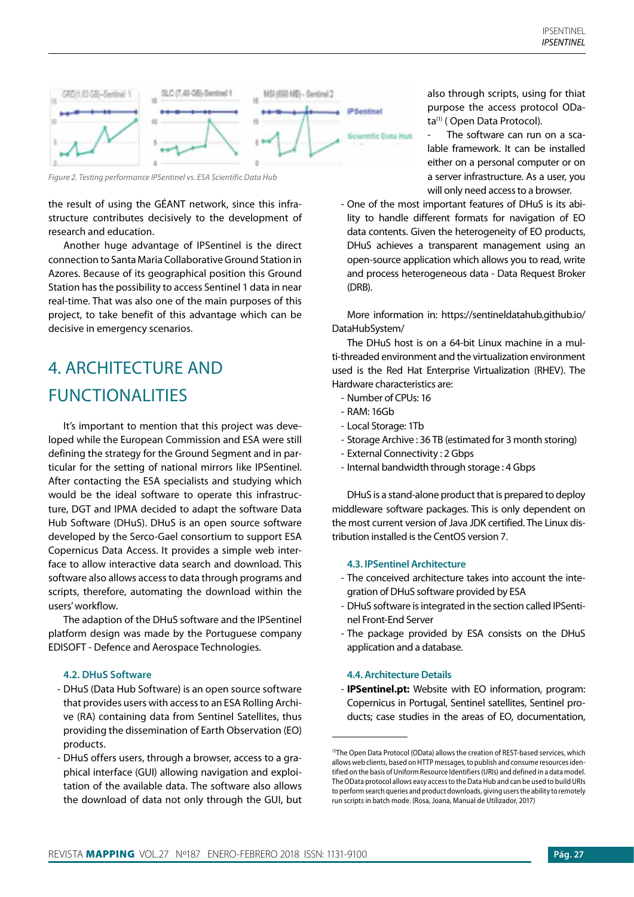Figure 2. Testing performance IPSentinel vs. ESA Scientific Data Hub

the result of using the GÉANT network, since this infrastructure contributes decisively to the development of research and education.

Another huge advantage of IPSentinel is the direct connection to Santa Maria Collaborative Ground Station in Azores. Because of its geographical position this Ground Station has the possibility to access Sentinel 1 data in near real-time. That was also one of the main purposes of this project, to take benefit of this advantage which can be decisive in emergency scenarios.

## 4. ARCHITECTURE AND FUNCTIONALITIES

It's important to mention that this project was developed while the European Commission and ESA were still defining the strategy for the Ground Segment and in particular for the setting of national mirrors like IPSentinel. After contacting the ESA specialists and studying which would be the ideal software to operate this infrastructure, DGT and IPMA decided to adapt the software Data Hub Software (DHuS). DHuS is an open source software developed by the Serco-Gael consortium to support ESA Copernicus Data Access. It provides a simple web interface to allow interactive data search and download. This software also allows access to data through programs and scripts, therefore, automating the download within the users' workflow.

The adaption of the DHuS software and the IPSentinel platform design was made by the Portuguese company EDISOFT - Defence and Aerospace Technologies.

### 4.2. DHuS Software

- DHuS (Data Hub Software) is an open source software that provides users with access to an ESA Rolling Archive (RA) containing data from Sentinel Satellites, thus providing the dissemination of Earth Observation (EO) products.
- DHuS offers users, through a browser, access to a graphical interface (GUI) allowing navigation and exploitation of the available data. The software also allows the download of data not only through the GUI, but also through scripts, using for thiat purpose the access protocol OData[1] ( Open Data Protocol).
- The software can run on a scalable framework. It can be installed either on a personal computer or on a server infrastructure. As a user, you will only need access to a browser.
- One of the most important features of DHuS is its ability to handle different formats for navigation of EO data contents. Given the heterogeneity of EO products, DHuS achieves a transparent management using an open-source application which allows you to read, write and process heterogeneous data - Data Request Broker (DRB).

More information in: https://sentineldatahub.github.io/DataHubSystem/

The DHuS host is on a 64-bit Linux machine in a multi-threaded environment and the virtualization environment used is the Red Hat Enterprise Virtualization (RHEV). The Hardware characteristics are:

- Number of CPUs: 16
- RAM: 16Gb
- Local Storage: 1Tb
- Storage Archive : 36 TB (estimated for 3 month storing)
- External Connectivity : 2 Gbps
- Internal bandwidth through storage : 4 Gbps

DHuS is a stand-alone product that is prepared to deploy middleware software packages. This is only dependent on the most current version of Java JDK certified. The Linux distribution installed is the CentOS version 7.

### 4.3. IPSentinel Architecture

- The conceived architecture takes into account the integration of DHuS software provided by ESA
- DHuS software is integrated in the section called IPSentinel Front-End Server
- The package provided by ESA consists on the DHuS application and a database.

### 4.4. Architecture Details

- **IPSentinel.pt:** Website with EO information, program: Copernicus in Portugal, Sentinel satellites, Sentinel products; case studies in the areas of EO, documentation,

[1] The Open Data Protocol (OData) allows the creation of REST-based services, which allows web clients, based on HTTP messages, to publish and consume resources identified on the basis of Uniform Resource Identifiers (URIs) and defined in a data model. The OData protocol allows easy access to the Data Hub and can be used to build URIs to perform search queries and product downloads, giving users the ability to remotely run scripts in batch mode. (Rosa, Joana, Manual de Utilizador, 2017)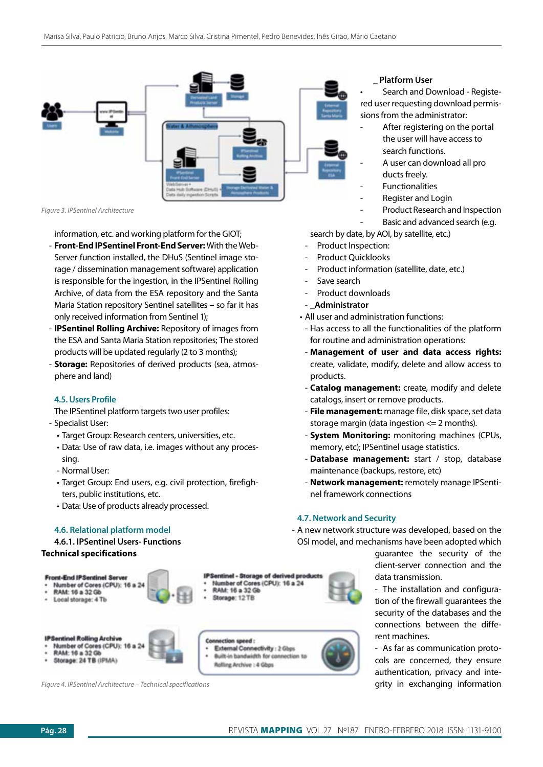Figure 3. IPSentinel Architecture

information, etc. and working platform for the GIOT;

- **Front-End IPSentinel Front-End Server:** With the WebServer function installed, the DHuS (Sentinel image storage / dissemination management software) application is responsible for the ingestion, in the IPSentinel Rolling Archive, of data from the ESA repository and the Santa Maria Station repository Sentinel satellites – so far it has only received information from Sentinel 1);
- **IPSentinel Rolling Archive:** Repository of images from the ESA and Santa Maria Station repositories; The stored products will be updated regularly (2 to 3 months);
- **Storage:** Repositories of derived products (sea, atmosphere and land)

### 4.5. Users Profile

The IPSentinel platform targets two user profiles:

- Specialist User:
  - Target Group: Research centers, universities, etc.
  - Data: Use of raw data, i.e. images without any processing.
- Normal User:
  - Target Group: End users, e.g. civil protection, firefighters, public institutions, etc.
  - Data: Use of products already processed.

### 4.6. Relational platform model

#### 4.6.1. IPSentinel Users- Functions

**Technical specifications**

**Front-End IPSentinel Server**
- Number of Cores (CPU): 16 a 24
- RAM: 16 a 32 Gb
- Local storage: 4 Tb

**IPSentinel - Storage of derived products**
- Number of Cores (CPU): 16 a 24
- RAM: 16 a 32 Gb
- Storage: 12 TB

**IPSentinel Rolling Archive**
- Number of Cores (CPU): 16 a 24
- RAM: 16 a 32 Gb
- Storage: 24 TB (IPMA)

**Connection speed:**
- External Connectivity: 2 Gbps
- Built-in bandwidth for connection to Rolling Archive: 4 Gbps

Figure 4. IPSentinel Architecture – Technical specifications

_ **Platform User**

- Search and Download - Registered user requesting download permissions from the administrator:
  - After registering on the portal the user will have access to search functions.
  - A user can download all products freely.
  - Functionalities
  - Register and Login
  - Product Research and Inspection
  - Basic and advanced search (e.g. search by date, by AOI, by satellite, etc.)
  - Product Inspection:
  - Product Quicklooks
  - Product information (satellite, date, etc.)
  - Save search
  - Product Downloads

- _**Administrator**

- All user and administration functions:
  - Has access to all the functionalities of the platform for routine and administration operations:
  - **Management of user and data access rights:** create, validate, modify, delete and allow access to products.
  - **Catalog management:** create, modify and delete catalogs, insert or remove products.
  - **File management:** manage file, disk space, set data storage margin (data ingestion <= 2 months).
  - **System Monitoring:** monitoring machines (CPUs, memory, etc); IPSentinel usage statistics.
  - **Database management:** start / stop, database maintenance (backups, restore, etc)
  - **Network management:** remotely manage IPSentinel framework connections

### 4.7. Network and Security

- A new network structure was developed, based on the OSI model, and mechanisms have been adopted which guarantee the security of the client-server connection and the data transmission.
- The installation and configuration of the firewall guarantees the security of the databases and the connections between the different machines.
- As far as communication protocols are concerned, they ensure authentication, privacy and integrity in exchanging information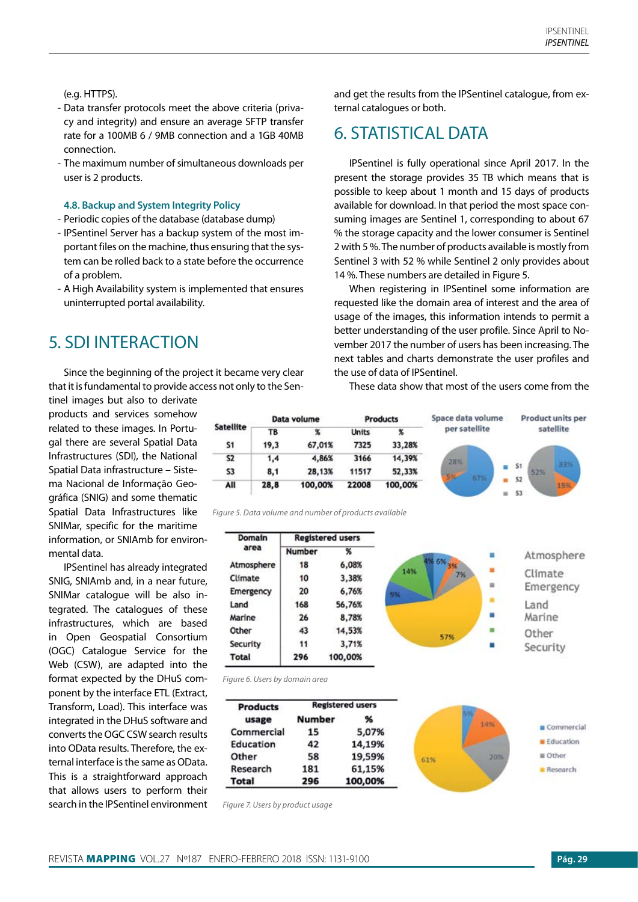(e.g. HTTPS).

- Data transfer protocols meet the above criteria (privacy and integrity) and ensure an average SFTP transfer rate for a 100MB 6 / 9MB connection and a 1GB 40MB connection.
- The maximum number of simultaneous downloads per user is 2 products.

### 4.8. Backup and System Integrity Policy

- Periodic copies of the database (database dump)
- IPSentinel Server has a backup system of the most important files on the machine, thus ensuring that the system can be rolled back to a state before the occurrence of a problem.
- A High Availability system is implemented that ensures uninterrupted portal availability.

## 5. SDI INTERACTION

Since the beginning of the project it became very clear that it is fundamental to provide access not only to the Sentinel images but also to derivate products and services somehow related to these images. In Portugal there are several Spatial Data Infrastructures (SDI), the National Spatial Data infrastructure – Sistema Nacional de Informação Geográfica (SNIG) and some thematic Spatial Data Infrastructures like SNIMar, specific for the maritime information, or SNIAmb for environmental data.

IPSentinel has already integrated SNIG, SNIAmb and, in a near future, SNIMar catalogue will be also integrated. The catalogues of these infrastructures, which are based in Open Geospatial Consortium (OGC) Catalogue Service for the Web (CSW), are adapted into the format expected by the DHuS component by the interface ETL (Extract, Transform, Load). This interface was integrated in the DHuS software and converts the OGC CSW search results into OData results. Therefore, the external interface is the same as OData. This is a straightforward approach that allows users to perform their search in the IPSentinel environment and get the results from the IPSentinel catalogue, from external catalogues or both.

## 6. STATISTICAL DATA

IPSentinel is fully operational since April 2017. In the present the storage provides 35 TB which means that is possible to keep about 1 month and 15 days of products available for download. In that period the most space consuming images are Sentinel 1, corresponding to about 67 % the storage capacity and the lower consumer is Sentinel 2 with 5 %. The number of products available is mostly from Sentinel 3 with 52 % while Sentinel 2 only provides about 14 %. These numbers are detailed in Figure 5.

When registering in IPSentinel some information are requested like the domain area of interest and the area of usage of the images, this information intends to permit a better understanding of the user profile. Since April to November 2017 the number of users has been increasing. The next tables and charts demonstrate the user profiles and the use of data of IPSentinel.

These data show that most of the users come from the

| Satellite | Data volume | | Products | |
|---|---|---|---|---|
| | TB | % | Units | % |
| S1 | 19,3 | 67,01% | 7325 | 33,28% |
| S2 | 1,4 | 4,86% | 3166 | 14,39% |
| S3 | 8,1 | 28,13% | 11517 | 52,33% |
| All | 28,8 | 100,00% | 22008 | 100,00% |

Figure 5. Data volume and number of products available

| Domain area | Registered users | |
|---|---|---|
| | Number | % |
| Atmosphere | 18 | 6,08% |
| Climate | 10 | 3,38% |
| Emergency | 20 | 6,76% |
| Land | 168 | 56,76% |
| Marine | 26 | 8,78% |
| Other | 43 | 14,53% |
| Security | 11 | 3,71% |
| Total | 296 | 100,00% |

Figure 6. Users by domain area

| Products usage | Registered users | |
|---|---|---|
| | Number | % |
| Commercial | 15 | 5,07% |
| Education | 42 | 14,19% |
| Other | 58 | 19,59% |
| Research | 181 | 61,15% |
| Total | 296 | 100,00% |

Figure 7. Users by product usage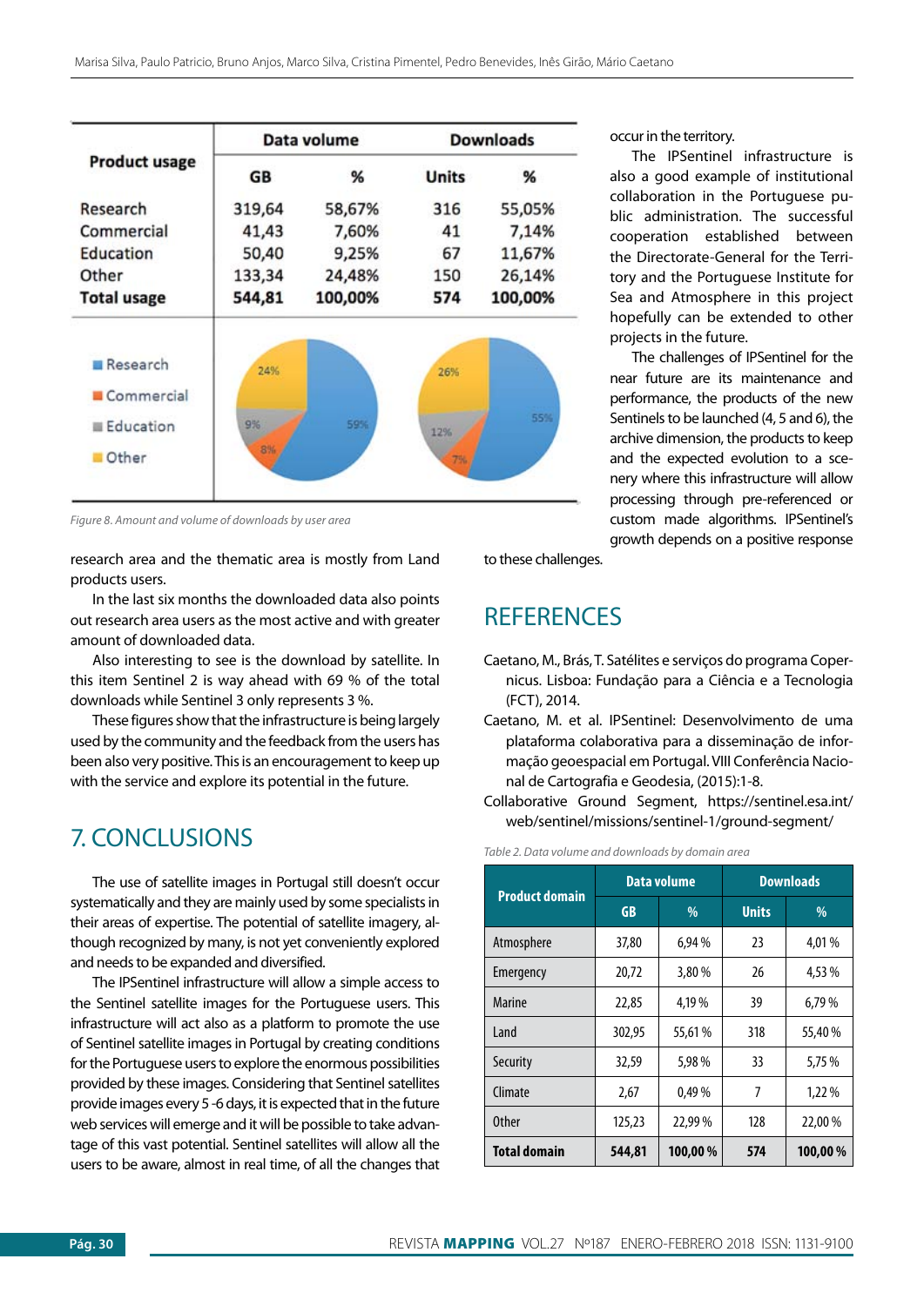| Product usage | Data volume | | Downloads | |
|---|---|---|---|---|
| | GB | % | Units | % |
| Research | 319,64 | 58,67% | 316 | 55,05% |
| Commercial | 41,43 | 7,60% | 41 | 7,14% |
| Education | 50,40 | 9,25% | 67 | 11,67% |
| Other | 133,34 | 24,48% | 150 | 26,14% |
| **Total usage** | **544,81** | **100,00%** | **574** | **100,00%** |

*Figure 8. Amount and volume of downloads by user area*

research area and the thematic area is mostly from Land products users.

In the last six months the downloaded data also points out research area users as the most active and with greater amount of downloaded data.

Also interesting to see is the download by satellite. In this item Sentinel 2 is way ahead with 69 % of the total downloads while Sentinel 3 only represents 3 %.

These figures show that the infrastructure is being largely used by the community and the feedback from the users has been also very positive. This is an encouragement to keep up with the service and explore its potential in the future.

## 7. CONCLUSIONS

The use of satellite images in Portugal still doesn't occur systematically and they are mainly used by some specialists in their areas of expertise. The potential of satellite imagery, although recognized by many, is not yet conveniently explored and needs to be expanded and diversified.

The IPSentinel infrastructure will allow a simple access to the Sentinel satellite images for the Portuguese users. This infrastructure will act also as a platform to promote the use of Sentinel satellite images in Portugal by creating conditions for the Portuguese users to explore the enormous possibilities provided by these images. Considering that Sentinel satellites provide images every 5 -6 days, it is expected that in the future web services will emerge and it will be possible to take advantage of this vast potential. Sentinel satellites will allow all the users to be aware, almost in real time, of all the changes that occur in the territory.

The IPSentinel infrastructure is also a good example of institutional collaboration in the Portuguese public administration. The successful cooperation established between the Directorate-General for the Territory and the Portuguese Institute for Sea and Atmosphere in this project hopefully can be extended to other projects in the future.

The challenges of IPSentinel for the near future are its maintenance and performance, the products of the new Sentinels to be launched (4, 5 and 6), the archive dimension, the products to keep and the expected evolution to a scenery where this infrastructure will allow processing through pre-referenced or custom made algorithms. IPSentinel's growth depends on a positive response to these challenges.

## REFERENCES

Caetano, M., Brás, T. Satélites e serviços do programa Copernicus. Lisboa: Fundação para a Ciência e a Tecnologia (FCT), 2014.

Caetano, M. et al. IPSentinel: Desenvolvimento de uma plataforma colaborativa para a disseminação de informação geoespacial em Portugal. VIII Conferência Nacional de Cartografia e Geodesia, (2015):1-8.

Collaborative Ground Segment, https://sentinel.esa.int/web/sentinel/missions/sentinel-1/ground-segment/

*Table 2. Data volume and downloads by domain area*

| Product domain | Data volume | | Downloads | |
|---|---|---|---|---|
| | GB | % | Units | % |
| Atmosphere | 37,80 | 6,94 % | 23 | 4,01 % |
| Emergency | 20,72 | 3,80 % | 26 | 4,53 % |
| Marine | 22,85 | 4,19 % | 39 | 6,79 % |
| Land | 302,95 | 55,61 % | 318 | 55,40 % |
| Security | 32,59 | 5,98 % | 33 | 5,75 % |
| Climate | 2,67 | 0,49 % | 7 | 1,22 % |
| Other | 125,23 | 22,99 % | 128 | 22,00 % |
| **Total domain** | **544,81** | **100,00 %** | **574** | **100,00 %** |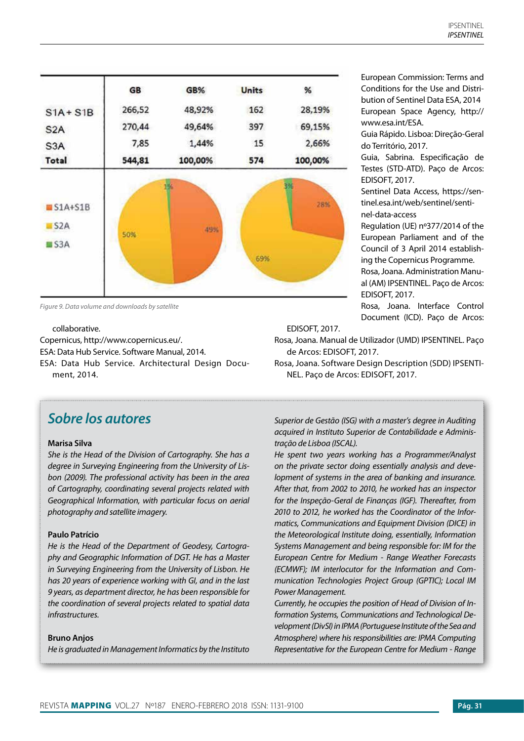|  | GB | GB% | Units | % |
|---|---|---|---|---|
| S1A+ S1B | 266,52 | 48,92% | 162 | 28,19% |
| S2A | 270,44 | 49,64% | 397 | 69,15% |
| S3A | 7,85 | 1,44% | 15 | 2,66% |
| **Total** | **544,81** | **100,00%** | **574** | **100,00%** |

Figure 9. Data volume and downloads by satellite

collaborative.

Copernicus, http://www.copernicus.eu/.

ESA: Data Hub Service. Software Manual, 2014.

ESA: Data Hub Service. Architectural Design Document, 2014.

European Commission: Terms and Conditions for the Use and Distribution of Sentinel Data ESA, 2014

European Space Agency, http://www.esa.int/ESA.

Guia Rápido. Lisboa: Direção-Geral do Território, 2017.

Guia, Sabrina. Especificação de Testes (STD-ATD). Paço de Arcos: EDISOFT, 2017.

Sentinel Data Access, https://sentinel.esa.int/web/sentinel/sentinel-data-access

Regulation (UE) nº377/2014 of the European Parliament and of the Council of 3 April 2014 establishing the Copernicus Programme.

Rosa, Joana. Administration Manual (AM) IPSENTINEL. Paço de Arcos: EDISOFT, 2017.

Rosa, Joana. Interface Control Document (ICD). Paço de Arcos: EDISOFT, 2017.

Rosa, Joana. Manual de Utilizador (UMD) IPSENTINEL. Paço de Arcos: EDISOFT, 2017.

Rosa, Joana. Software Design Description (SDD) IPSENTINEL. Paço de Arcos: EDISOFT, 2017.

## *Sobre los autores*

**Marisa Silva**

*She is the Head of the Division of Cartography. She has a degree in Surveying Engineering from the University of Lisbon (2009). The professional activity has been in the area of Cartography, coordinating several projects related with Geographical Information, with particular focus on aerial photography and satellite imagery.*

**Paulo Patrício**

*He is the Head of the Department of Geodesy, Cartography and Geographic Information of DGT. He has a Master in Surveying Engineering from the University of Lisbon. He has 20 years of experience working with GI, and in the last 9 years, as department director, he has been responsible for the coordination of several projects related to spatial data infrastructures.*

**Bruno Anjos**

*He is graduated in Management Informatics by the Instituto Superior de Gestão (ISG) with a master's degree in Auditing acquired in Instituto Superior de Contabilidade e Administração de Lisboa (ISCAL).*

*He spent two years working has a Programmer/Analyst on the private sector doing essentially analysis and development of systems in the area of banking and insurance. After that, from 2002 to 2010, he worked has an inspector for the Inspeção-Geral de Finanças (IGF). Thereafter, from 2010 to 2012, he worked has the Coordinator of the Informatics, Communications and Equipment Division (DICE) in the Meteorological Institute doing, essentially, Information Systems Management and being responsible for: IM for the European Centre for Medium - Range Weather Forecasts (ECMWF); IM interlocutor for the Information and Communication Technologies Project Group (GPTIC); Local IM Power Management.*

*Currently, he occupies the position of Head of Division of Information Systems, Communications and Technological Development (DivSI) in IPMA (Portuguese Institute of the Sea and Atmosphere) where his responsibilities are: IPMA Computing Representative for the European Centre for Medium - Range*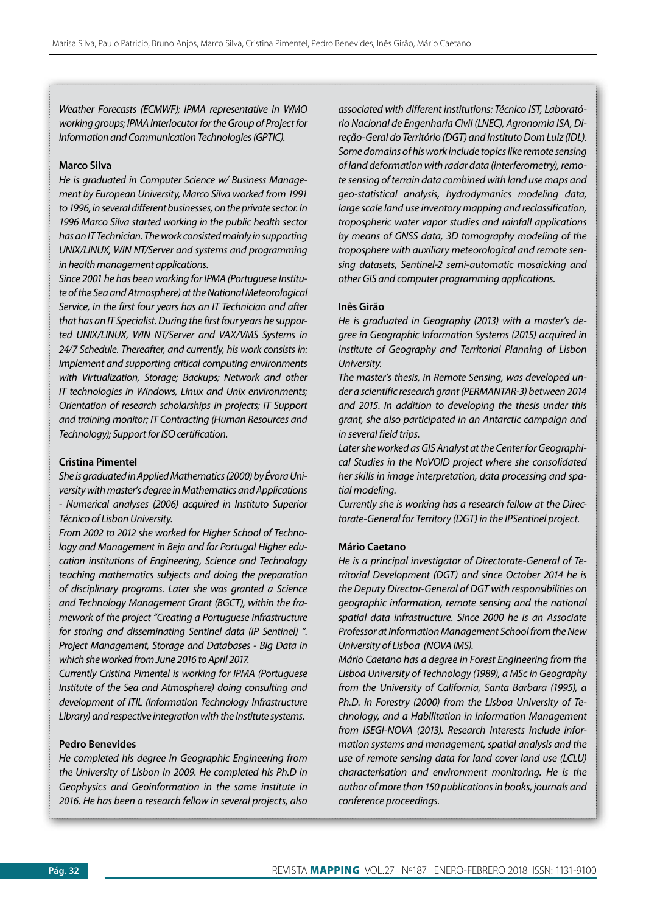*Weather Forecasts (ECMWF); IPMA representative in WMO working groups; IPMA Interlocutor for the Group of Project for Information and Communication Technologies (GPTIC).*

**Marco Silva**

*He is graduated in Computer Science w/ Business Management by European University, Marco Silva worked from 1991 to 1996, in several different businesses, on the private sector. In 1996 Marco Silva started working in the public health sector has an IT Technician. The work consisted mainly in supporting UNIX/LINUX, WIN NT/Server and systems and programming in health management applications.*

*Since 2001 he has been working for IPMA (Portuguese Institute of the Sea and Atmosphere) at the National Meteorological Service, in the first four years has an IT Technician and after that has an IT Specialist. During the first four years he supported UNIX/LINUX, WIN NT/Server and VAX/VMS Systems in 24/7 Schedule. Thereafter, and currently, his work consists in: Implement and supporting critical computing environments with Virtualization, Storage; Backups; Network and other IT technologies in Windows, Linux and Unix environments; Orientation of research scholarships in projects; IT Support and training monitor; IT Contracting (Human Resources and Technology); Support for ISO certification.*

**Cristina Pimentel**

*She is graduated in Applied Mathematics (2000) by Évora University with master's degree in Mathematics and Applications - Numerical analyses (2006) acquired in Instituto Superior Técnico of Lisbon University.*

*From 2002 to 2012 she worked for Higher School of Technology and Management in Beja and for Portugal Higher education institutions of Engineering, Science and Technology teaching mathematics subjects and doing the preparation of disciplinary programs. Later she was granted a Science and Technology Management Grant (BGCT), within the framework of the project "Creating a Portuguese infrastructure for storing and disseminating Sentinel data (IP Sentinel) ". Project Management, Storage and Databases - Big Data in which she worked from June 2016 to April 2017.*

*Currently Cristina Pimentel is working for IPMA (Portuguese Institute of the Sea and Atmosphere) doing consulting and development of ITIL (Information Technology Infrastructure Library) and respective integration with the Institute systems.*

**Pedro Benevides**

*He completed his degree in Geographic Engineering from the University of Lisbon in 2009. He completed his Ph.D in Geophysics and Geoinformation in the same institute in 2016. He has been a research fellow in several projects, also associated with different institutions: Técnico IST, Laboratório Nacional de Engenharia Civil (LNEC), Agronomia ISA, Direção-Geral do Território (DGT) and Instituto Dom Luiz (IDL). Some domains of his work include topics like remote sensing of land deformation with radar data (interferometry), remote sensing of terrain data combined with land use maps and geo-statistical analysis, hydrodymanics modeling data, large scale land use inventory mapping and reclassification, tropospheric water vapor studies and rainfall applications by means of GNSS data, 3D tomography modeling of the troposphere with auxiliary meteorological and remote sensing datasets, Sentinel-2 semi-automatic mosaicking and other GIS and computer programming applications.*

**Inês Girão**

*He is graduated in Geography (2013) with a master's degree in Geographic Information Systems (2015) acquired in Institute of Geography and Territorial Planning of Lisbon University.*

*The master's thesis, in Remote Sensing, was developed under a scientific research grant (PERMANTAR-3) between 2014 and 2015. In addition to developing the thesis under this grant, she also participated in an Antarctic campaign and in several field trips.*

*Later she worked as GIS Analyst at the Center for Geographical Studies in the NoVOID project where she consolidated her skills in image interpretation, data processing and spatial modeling.*

*Currently she is working has a research fellow at the Directorate-General for Territory (DGT) in the IPSentinel project.*

**Mário Caetano**

*He is a principal investigator of Directorate-General of Territorial Development (DGT) and since October 2014 he is the Deputy Director-General of DGT with responsibilities on geographic information, remote sensing and the national spatial data infrastructure. Since 2000 he is an Associate Professor at Information Management School from the New University of Lisboa (NOVA IMS).*

*Mário Caetano has a degree in Forest Engineering from the Lisboa University of Technology (1989), a MSc in Geography from the University of California, Santa Barbara (1995), a Ph.D. in Forestry (2000) from the Lisboa University of Technology, and a Habilitation in Information Management from ISEGI-NOVA (2013). Research interests include information systems and management, spatial analysis and the use of remote sensing data for land cover land use (LCLU) characterisation and environment monitoring. He is the author of more than 150 publications in books, journals and conference proceedings.*